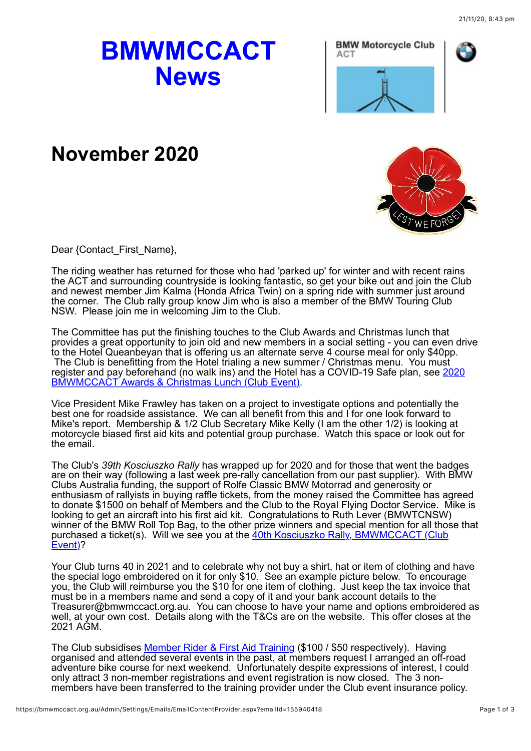# BMWMCCACT News

## November 2020

Dear {Contact_First_Name},

The riding weather has returned for those who had 'parked up' for winter and with recent rains the ACT and surrounding countryside is looking fantastic, so get your bike out and join the Club and newest member Jim Kalma (Honda Africa Twin) on a spring ride with summer just around the corner. The Club rally group know Jim who is also a member of the BMW Touring Club NSW. Please join me in welcoming Jim to the Club.

The Committee has put the finishing touches to the Club Awards and Christmas lunch that provides a great opportunity to join old and new members in a social setting - you can even drive to the Hotel Queanbeyan that is offering us an alternate serve 4 course meal for only $40pp. The Club is benefitting from the Hotel trialing a new summer / Christmas menu. You must register and pay beforehand (no walk ins) and the Hotel has a COVID-19 Safe plan, see [2020 BMWMCCACT Awards & Christmas Lunch (Club Event)](.).

Vice President Mike Frawley has taken on a project to investigate options and potentially the best one for roadside assistance. We can all benefit from this and I for one look forward to Mike's report. Membership & 1/2 Club Secretary Mike Kelly (I am the other 1/2) is looking at motorcycle biased first aid kits and potential group purchase. Watch this space or look out for the email.

The Club's *39th Kosciuszko Rally* has wrapped up for 2020 and for those that went the badges are on their way (following a last week pre-rally cancellation from our past supplier). With BMW Clubs Australia funding, the support of Rolfe Classic BMW Motorrad and generosity or enthusiasm of rallyists in buying raffle tickets, from the money raised the Committee has agreed to donate $1500 on behalf of Members and the Club to the Royal Flying Doctor Service. Mike is looking to get an aircraft into his first aid kit. Congratulations to Ruth Lever (BMWTCNSW) winner of the BMW Roll Top Bag, to the other prize winners and special mention for all those that purchased a ticket(s). Will we see you at the [40th Kosciuszko Rally, BMWMCCACT (Club Event)](.)?

Your Club turns 40 in 2021 and to celebrate why not buy a shirt, hat or item of clothing and have the special logo embroidered on it for only $10. See an example picture below. To encourage you, the Club will reimburse you the $10 for one item of clothing. Just keep the tax invoice that must be in a members name and send a copy of it and your bank account details to the Treasurer@bmwmccact.org.au. You can choose to have your name and options embroidered as well, at your own cost. Details along with the T&Cs are on the website. This offer closes at the 2021 AGM.

The Club subsidises [Member Rider & First Aid Training](.) ($100 / $50 respectively). Having organised and attended several events in the past, at members request I arranged an off-road adventure bike course for next weekend. Unfortunately despite expressions of interest, I could only attract 3 non-member registrations and event registration is now closed. The 3 non-members have been transferred to the training provider under the Club event insurance policy.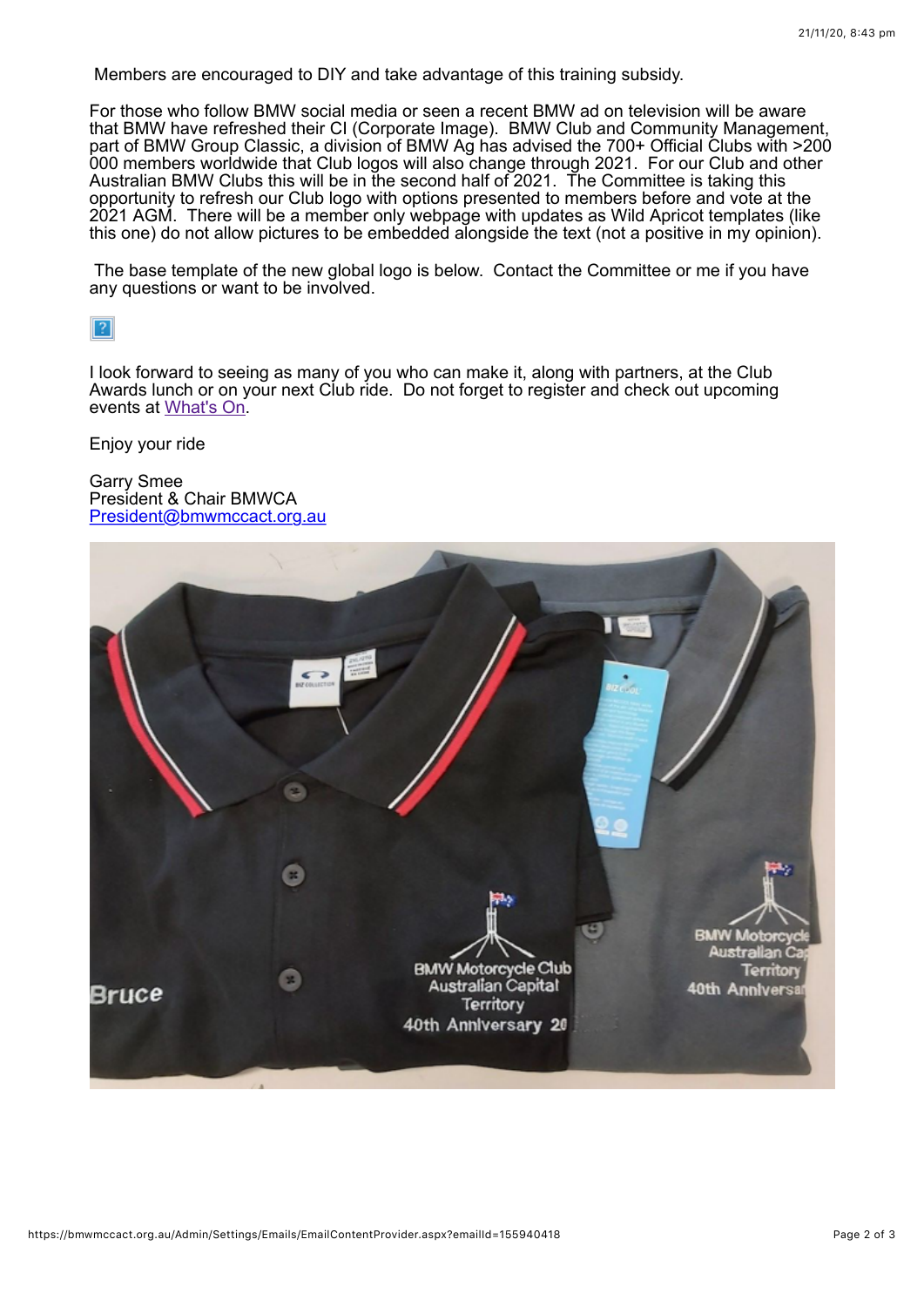Members are encouraged to DIY and take advantage of this training subsidy.

For those who follow BMW social media or seen a recent BMW ad on television will be aware that BMW have refreshed their CI (Corporate Image). BMW Club and Community Management, part of BMW Group Classic, a division of BMW Ag has advised the 700+ Official Clubs with >200 000 members worldwide that Club logos will also change through 2021. For our Club and other Australian BMW Clubs this will be in the second half of 2021. The Committee is taking this opportunity to refresh our Club logo with options presented to members before and vote at the 2021 AGM. There will be a member only webpage with updates as Wild Apricot templates (like this one) do not allow pictures to be embedded alongside the text (not a positive in my opinion).

The base template of the new global logo is below. Contact the Committee or me if you have any questions or want to be involved.

I look forward to seeing as many of you who can make it, along with partners, at the Club Awards lunch or on your next Club ride. Do not forget to register and check out upcoming events at [What's On](#).

Enjoy your ride

Garry Smee
President & Chair BMWCA
[President@bmwmccact.org.au](mailto:President@bmwmccact.org.au)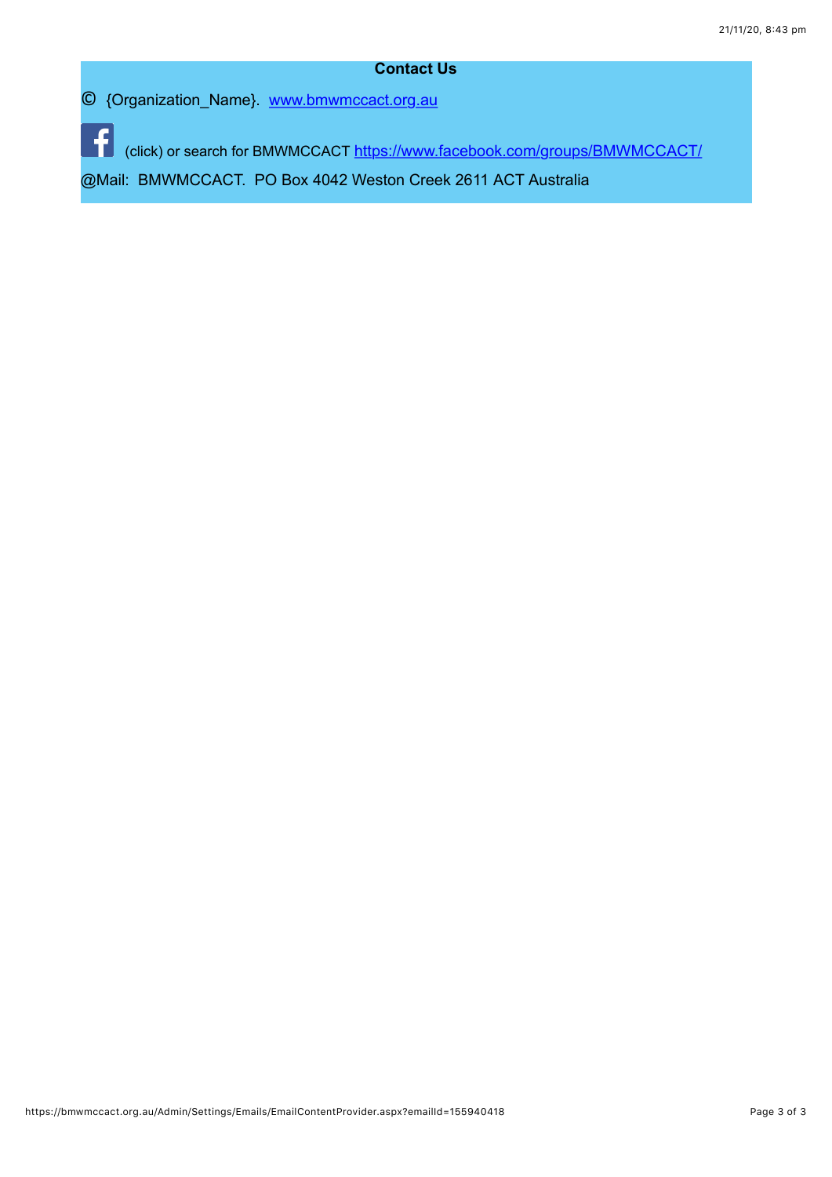**Contact Us**

© {Organization_Name}. www.bmwmccact.org.au

(click) or search for BMWMCCACT https://www.facebook.com/groups/BMWMCCACT/

@Mail: BMWMCCACT. PO Box 4042 Weston Creek 2611 ACT Australia